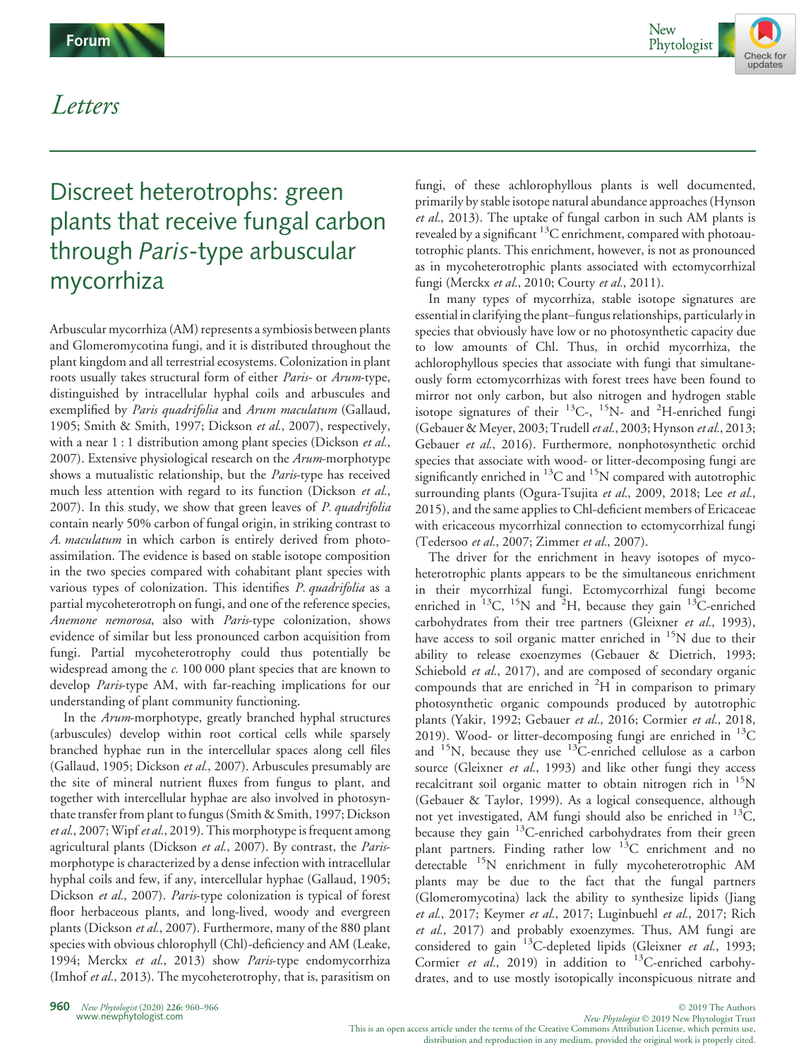Letters

# Discreet heterotrophs: green plants that receive fungal carbon through *Paris*-type arbuscular mycorrhiza

Arbuscular mycorrhiza (AM) represents a symbiosis between plants and Glomeromycotina fungi, and it is distributed throughout the plant kingdom and all terrestrial ecosystems. Colonization in plant roots usually takes structural form of either *Paris*- or *Arum*-type, distinguished by intracellular hyphal coils and arbuscules and exemplified by *Paris quadrifolia* and *Arum maculatum* (Gallaud, 1905; Smith & Smith, 1997; Dickson *et al.*, 2007), respectively, with a near 1 : 1 distribution among plant species (Dickson *et al.*, 2007). Extensive physiological research on the *Arum*-morphotype shows a mutualistic relationship, but the *Paris*-type has received much less attention with regard to its function (Dickson *et al.*, 2007). In this study, we show that green leaves of *P. quadrifolia* contain nearly 50% carbon of fungal origin, in striking contrast to *A. maculatum* in which carbon is entirely derived from photo-assimilation. The evidence is based on stable isotope composition in the two species compared with cohabitant plant species with various types of colonization. This identifies *P. quadrifolia* as a partial mycoheterotroph on fungi, and one of the reference species, *Anemone nemorosa*, also with *Paris*-type colonization, shows evidence of similar but less pronounced carbon acquisition from fungi. Partial mycoheterotrophy could thus potentially be widespread among the *c.* 100 000 plant species that are known to develop *Paris*-type AM, with far-reaching implications for our understanding of plant community functioning.

In the *Arum*-morphotype, greatly branched hyphal structures (arbuscules) develop within root cortical cells while sparsely branched hyphae run in the intercellular spaces along cell files (Gallaud, 1905; Dickson *et al.*, 2007). Arbuscules presumably are the site of mineral nutrient fluxes from fungus to plant, and together with intercellular hyphae are also involved in photosynthate transfer from plant to fungus (Smith & Smith, 1997; Dickson *et al.*, 2007; Wipf *et al.*, 2019). This morphotype is frequent among agricultural plants (Dickson *et al.*, 2007). By contrast, the *Paris*-morphotype is characterized by a dense infection with intracellular hyphal coils and few, if any, intercellular hyphae (Gallaud, 1905; Dickson *et al.*, 2007). *Paris*-type colonization is typical of forest floor herbaceous plants, and long-lived, woody and evergreen plants (Dickson *et al.*, 2007). Furthermore, many of the 880 plant species with obvious chlorophyll (Chl)-deficiency and AM (Leake, 1994; Merckx *et al.*, 2013) show *Paris*-type endomycorrhiza (Imhof *et al.*, 2013). The mycoheterotrophy, that is, parasitism on fungi, of these achlorophyllous plants is well documented, primarily by stable isotope natural abundance approaches (Hynson *et al.*, 2013). The uptake of fungal carbon in such AM plants is revealed by a significant $^{13}C$ enrichment, compared with photoautotrophic plants. This enrichment, however, is not as pronounced as in mycoheterotrophic plants associated with ectomycorrhizal fungi (Merckx *et al.*, 2010; Courty *et al.*, 2011).

In many types of mycorrhiza, stable isotope signatures are essential in clarifying the plant–fungus relationships, particularly in species that obviously have low or no photosynthetic capacity due to low amounts of Chl. Thus, in orchid mycorrhiza, the achlorophyllous species that associate with fungi that simultaneously form ectomycorrhizas with forest trees have been found to mirror not only carbon, but also nitrogen and hydrogen stable isotope signatures of their $^{13}C$-, $^{15}N$- and $^{2}H$-enriched fungi (Gebauer & Meyer, 2003; Trudell *et al.*, 2003; Hynson *et al.*, 2013; Gebauer *et al.*, 2016). Furthermore, nonphotosynthetic orchid species that associate with wood- or litter-decomposing fungi are significantly enriched in $^{13}C$ and $^{15}N$ compared with autotrophic surrounding plants (Ogura-Tsujita *et al.*, 2009, 2018; Lee *et al.*, 2015), and the same applies to Chl-deficient members of Ericaceae with ericaceous mycorrhizal connection to ectomycorrhizal fungi (Tedersoo *et al.*, 2007; Zimmer *et al.*, 2007).

The driver for the enrichment in heavy isotopes of mycoheterotrophic plants appears to be the simultaneous enrichment in their mycorrhizal fungi. Ectomycorrhizal fungi become enriched in $^{13}C$, $^{15}N$ and $^{2}H$, because they gain $^{13}C$-enriched carbohydrates from their tree partners (Gleixner *et al.*, 1993), have access to soil organic matter enriched in $^{15}N$ due to their ability to release exoenzymes (Gebauer & Dietrich, 1993; Schiebold *et al.*, 2017), and are composed of secondary organic compounds that are enriched in $^{2}H$ in comparison to primary photosynthetic organic compounds produced by autotrophic plants (Yakir, 1992; Gebauer *et al.*, 2016; Cormier *et al.*, 2018, 2019). Wood- or litter-decomposing fungi are enriched in $^{13}C$ and $^{15}N$, because they use $^{13}C$-enriched cellulose as a carbon source (Gleixner *et al.*, 1993) and like other fungi they access recalcitrant soil organic matter to obtain nitrogen rich in $^{15}N$ (Gebauer & Taylor, 1999). As a logical consequence, although not yet investigated, AM fungi should also be enriched in $^{13}C$, because they gain $^{13}C$-enriched carbohydrates from their green plant partners. Finding rather low $^{13}C$ enrichment and no detectable $^{15}N$ enrichment in fully mycoheterotrophic AM plants may be due to the fact that the fungal partners (Glomeromycotina) lack the ability to synthesize lipids (Jiang *et al.*, 2017; Keymer *et al.*, 2017; Luginbuehl *et al.*, 2017; Rich *et al.*, 2017) and probably exoenzymes. Thus, AM fungi are considered to gain $^{13}C$-depleted lipids (Gleixner *et al.*, 1993; Cormier *et al.*, 2019) in addition to $^{13}C$-enriched carbohydrates, and to use mostly isotopically inconspicuous nitrate and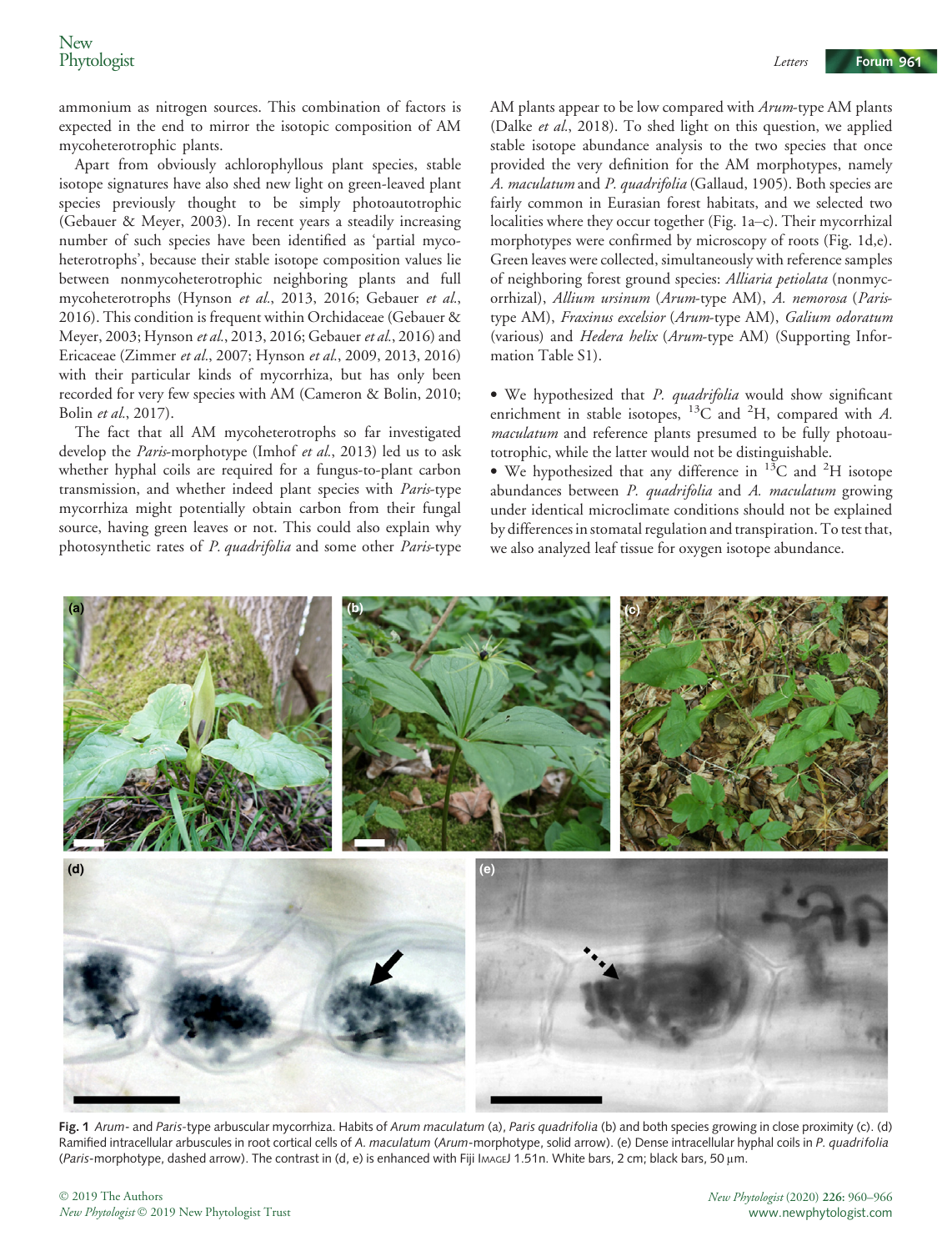ammonium as nitrogen sources. This combination of factors is expected in the end to mirror the isotopic composition of AM mycoheterotrophic plants.

Apart from obviously achlorophyllous plant species, stable isotope signatures have also shed new light on green-leaved plant species previously thought to be simply photoautotrophic (Gebauer & Meyer, 2003). In recent years a steadily increasing number of such species have been identified as 'partial mycoheterotrophs', because their stable isotope composition values lie between nonmycoheterotrophic neighboring plants and full mycoheterotrophs (Hynson *et al.*, 2013, 2016; Gebauer *et al.*, 2016). This condition is frequent within Orchidaceae (Gebauer & Meyer, 2003; Hynson *et al.*, 2013, 2016; Gebauer *et al.*, 2016) and Ericaceae (Zimmer *et al.*, 2007; Hynson *et al.*, 2009, 2013, 2016) with their particular kinds of mycorrhiza, but has only been recorded for very few species with AM (Cameron & Bolin, 2010; Bolin *et al.*, 2017).

The fact that all AM mycoheterotrophs so far investigated develop the *Paris*-morphotype (Imhof *et al.*, 2013) led us to ask whether hyphal coils are required for a fungus-to-plant carbon transmission, and whether indeed plant species with *Paris*-type mycorrhiza might potentially obtain carbon from their fungal source, having green leaves or not. This could also explain why photosynthetic rates of *P. quadrifolia* and some other *Paris*-type AM plants appear to be low compared with *Arum*-type AM plants (Dalke *et al.*, 2018). To shed light on this question, we applied stable isotope abundance analysis to the two species that once provided the very definition for the AM morphotypes, namely *A. maculatum* and *P. quadrifolia* (Gallaud, 1905). Both species are fairly common in Eurasian forest habitats, and we selected two localities where they occur together (Fig. 1a–c). Their mycorrhizal morphotypes were confirmed by microscopy of roots (Fig. 1d,e). Green leaves were collected, simultaneously with reference samples of neighboring forest ground species: *Alliaria petiolata* (nonmycorrhizal), *Allium ursinum* (*Arum*-type AM), *A. nemorosa* (*Paris*-type AM), *Fraxinus excelsior* (*Arum*-type AM), *Galium odoratum* (various) and *Hedera helix* (*Arum*-type AM) (Supporting Information Table S1).

- We hypothesized that *P. quadrifolia* would show significant enrichment in stable isotopes, $^{13}C$ and $^{2}H$, compared with *A. maculatum* and reference plants presumed to be fully photoautotrophic, while the latter would not be distinguishable.
- We hypothesized that any difference in $^{13}C$ and $^{2}H$ isotope abundances between *P. quadrifolia* and *A. maculatum* growing under identical microclimate conditions should not be explained by differences in stomatal regulation and transpiration. To test that, we also analyzed leaf tissue for oxygen isotope abundance.

**Fig. 1** *Arum*- and *Paris*-type arbuscular mycorrhiza. Habits of *Arum maculatum* (a), *Paris quadrifolia* (b) and both species growing in close proximity (c). (d) Ramified intracellular arbuscules in root cortical cells of *A. maculatum* (*Arum*-morphotype, solid arrow). (e) Dense intracellular hyphal coils in *P. quadrifolia* (*Paris*-morphotype, dashed arrow). The contrast in (d, e) is enhanced with Fiji ImageJ 1.51n. White bars, 2 cm; black bars, 50 μm.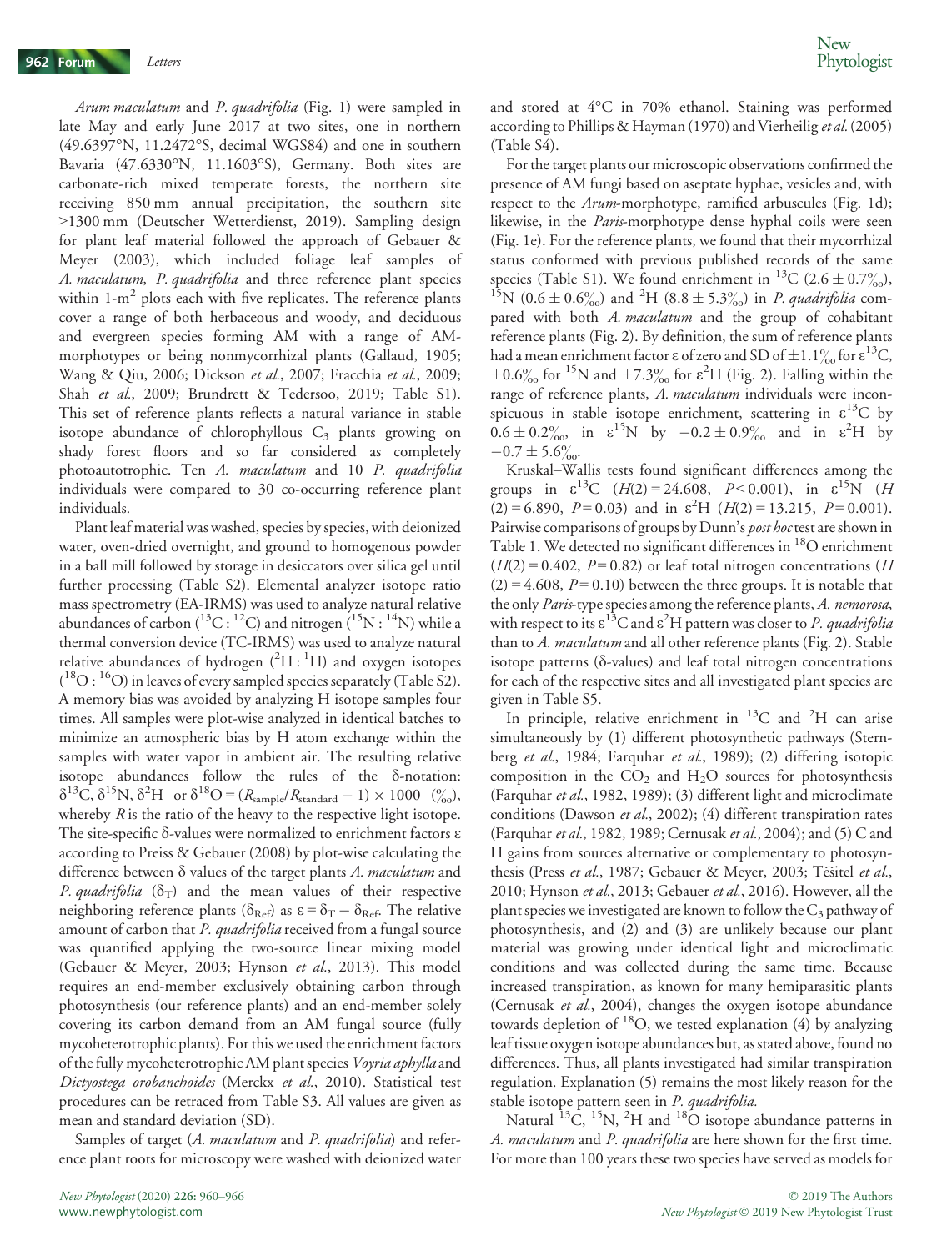*Arum maculatum* and *P. quadrifolia* (Fig. 1) were sampled in late May and early June 2017 at two sites, one in northern (49.6397°N, 11.2472°S, decimal WGS84) and one in southern Bavaria (47.6330°N, 11.1603°S), Germany. Both sites are carbonate-rich mixed temperate forests, the northern site receiving 850 mm annual precipitation, the southern site >1300 mm (Deutscher Wetterdienst, 2019). Sampling design for plant leaf material followed the approach of Gebauer & Meyer (2003), which included foliage leaf samples of *A. maculatum*, *P. quadrifolia* and three reference plant species within 1-$m^2$ plots each with five replicates. The reference plants cover a range of both herbaceous and woody, and deciduous and evergreen species forming AM with a range of AM-morphotypes or being nonmycorrhizal plants (Gallaud, 1905; Wang & Qiu, 2006; Dickson *et al.*, 2007; Fracchia *et al.*, 2009; Shah *et al.*, 2009; Brundrett & Tedersoo, 2019; Table S1). This set of reference plants reflects a natural variance in stable isotope abundance of chlorophyllous $C_3$ plants growing on shady forest floors and so far considered as completely photoautotrophic. Ten *A. maculatum* and 10 *P. quadrifolia* individuals were compared to 30 co-occurring reference plant individuals.

Plant leaf material was washed, species by species, with deionized water, oven-dried overnight, and ground to homogenous powder in a ball mill followed by storage in desiccators over silica gel until further processing (Table S2). Elemental analyzer isotope ratio mass spectrometry (EA-IRMS) was used to analyze natural relative abundances of carbon ($^{13}C : ^{12}C$) and nitrogen ($^{15}N : ^{14}N$) while a thermal conversion device (TC-IRMS) was used to analyze natural relative abundances of hydrogen ($^{2}H : ^{1}H$) and oxygen isotopes ($^{18}O : ^{16}O$) in leaves of every sampled species separately (Table S2). A memory bias was avoided by analyzing H isotope samples four times. All samples were plot-wise analyzed in identical batches to minimize an atmospheric bias by H atom exchange within the samples with water vapor in ambient air. The resulting relative isotope abundances follow the rules of the δ-notation: $\delta^{13}C, \delta^{15}N, \delta^{2}H$ or $\delta^{18}O = (R_{sample}/R_{standard} - 1) \times 1000$ (‰), whereby $R$ is the ratio of the heavy to the respective light isotope. The site-specific δ-values were normalized to enrichment factors ε according to Preiss & Gebauer (2008) by plot-wise calculating the difference between δ values of the target plants *A. maculatum* and *P. quadrifolia* ($\delta_T$) and the mean values of their respective neighboring reference plants ($\delta_{Ref}$) as $\varepsilon = \delta_T - \delta_{Ref}$. The relative amount of carbon that *P. quadrifolia* received from a fungal source was quantified applying the two-source linear mixing model (Gebauer & Meyer, 2003; Hynson *et al.*, 2013). This model requires an end-member exclusively obtaining carbon through photosynthesis (our reference plants) and an end-member solely covering its carbon demand from an AM fungal source (fully mycoheterotrophic plants). For this we used the enrichment factors of the fully mycoheterotrophic AM plant species *Voyria aphylla* and *Dictyostega orobanchoides* (Merckx *et al.*, 2010). Statistical test procedures can be retraced from Table S3. All values are given as mean and standard deviation (SD).

Samples of target (*A. maculatum* and *P. quadrifolia*) and reference plant roots for microscopy were washed with deionized water and stored at 4°C in 70% ethanol. Staining was performed according to Phillips & Hayman (1970) and Vierheilig *et al.* (2005) (Table S4).

For the target plants our microscopic observations confirmed the presence of AM fungi based on aseptate hyphae, vesicles and, with respect to the *Arum*-morphotype, ramified arbuscules (Fig. 1d); likewise, in the *Paris*-morphotype dense hyphal coils were seen (Fig. 1e). For the reference plants, we found that their mycorrhizal status conformed with previous published records of the same species (Table S1). We found enrichment in $^{13}C$ ($2.6 \pm 0.7$‰), $^{15}N$ ($0.6 \pm 0.6$‰) and $^{2}H$ ($8.8 \pm 5.3$‰) in *P. quadrifolia* compared with both *A. maculatum* and the group of cohabitant reference plants (Fig. 2). By definition, the sum of reference plants had a mean enrichment factor ε of zero and SD of ±1.1‰ for $\varepsilon^{13}C$, ±0.6‰ for $^{15}N$ and ±7.3‰ for $\varepsilon^{2}H$ (Fig. 2). Falling within the range of reference plants, *A. maculatum* individuals were inconspicuous in stable isotope enrichment, scattering in $\varepsilon^{13}C$ by $0.6 \pm 0.2$‰, in $\varepsilon^{15}N$ by $-0.2 \pm 0.9$‰ and in $\varepsilon^{2}H$ by $-0.7 \pm 5.6$‰.

Kruskal–Wallis tests found significant differences among the groups in $\varepsilon^{13}C$ ($H(2) = 24.608$, $P < 0.001$), in $\varepsilon^{15}N$ ($H(2) = 6.890$, $P = 0.03$) and in $\varepsilon^{2}H$ ($H(2) = 13.215$, $P = 0.001$). Pairwise comparisons of groups by Dunn's *post hoc* test are shown in Table 1. We detected no significant differences in $^{18}O$ enrichment ($H(2) = 0.402$, $P = 0.82$) or leaf total nitrogen concentrations ($H(2) = 4.608$, $P = 0.10$) between the three groups. It is notable that the only *Paris*-type species among the reference plants, *A. nemorosa*, with respect to its $\varepsilon^{13}C$ and $\varepsilon^{2}H$ pattern was closer to *P. quadrifolia* than to *A. maculatum* and all other reference plants (Fig. 2). Stable isotope patterns (δ-values) and leaf total nitrogen concentrations for each of the respective sites and all investigated plant species are given in Table S5.

In principle, relative enrichment in $^{13}C$ and $^{2}H$ can arise simultaneously by (1) different photosynthetic pathways (Sternberg *et al.*, 1984; Farquhar *et al.*, 1989); (2) differing isotopic composition in the $CO_2$ and $H_2O$ sources for photosynthesis (Farquhar *et al.*, 1982, 1989); (3) different light and microclimate conditions (Dawson *et al.*, 2002); (4) different transpiration rates (Farquhar *et al.*, 1982, 1989; Cernusak *et al.*, 2004); and (5) C and H gains from sources alternative or complementary to photosynthesis (Press *et al.*, 1987; Gebauer & Meyer, 2003; Těšitel *et al.*, 2010; Hynson *et al.*, 2013; Gebauer *et al.*, 2016). However, all the plant species we investigated are known to follow the $C_3$ pathway of photosynthesis, and (2) and (3) are unlikely because our plant material was growing under identical light and microclimatic conditions and was collected during the same time. Because increased transpiration, as known for many hemiparasitic plants (Cernusak *et al.*, 2004), changes the oxygen isotope abundance towards depletion of $^{18}O$, we tested explanation (4) by analyzing leaf tissue oxygen isotope abundances but, as stated above, found no differences. Thus, all plants investigated had similar transpiration regulation. Explanation (5) remains the most likely reason for the stable isotope pattern seen in *P. quadrifolia*.

Natural $^{13}C$, $^{15}N$, $^{2}H$ and $^{18}O$ isotope abundance patterns in *A. maculatum* and *P. quadrifolia* are here shown for the first time. For more than 100 years these two species have served as models for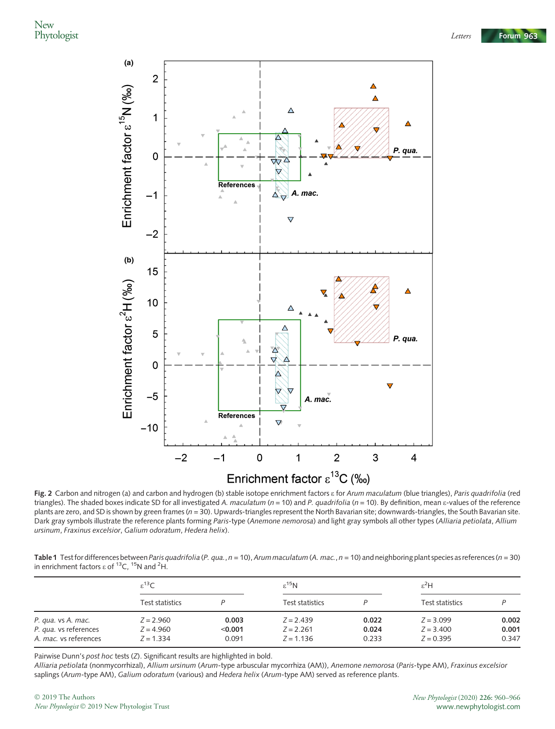**Fig. 2** Carbon and nitrogen (a) and carbon and hydrogen (b) stable isotope enrichment factors ε for *Arum maculatum* (blue triangles), *Paris quadrifolia* (red triangles). The shaded boxes indicate SD for all investigated *A. maculatum* ($n = 10$) and *P. quadrifolia* ($n = 10$). By definition, mean ε-values of the reference plants are zero, and SD is shown by green frames ($n = 30$). Upwards-triangles represent the North Bavarian site; downwards-triangles, the South Bavarian site. Dark gray symbols illustrate the reference plants forming *Paris*-type (*Anemone nemorosa*) and light gray symbols all other types (*Alliaria petiolata*, *Allium ursinum*, *Fraxinus excelsior*, *Galium odoratum*, *Hedera helix*).

**Table 1** Test for differences between *Paris quadrifolia* (*P. qua.*, $n = 10$), *Arum maculatum* (*A. mac.*, $n = 10$) and neighboring plant species as references ($n = 30$) in enrichment factors ε of $^{13}C$, $^{15}N$ and $^{2}H$.

| | $\varepsilon^{13}C$ | | $\varepsilon^{15}N$ | | $\varepsilon^{2}H$ | |
|---|---|---|---|---|---|---|
| | Test statistics | *P* | Test statistics | *P* | Test statistics | *P* |
| *P. qua.* vs *A. mac.* | $Z = 2.960$ | **0.003** | $Z = 2.439$ | **0.022** | $Z = 3.099$ | **0.002** |
| *P. qua.* vs references | $Z = 4.960$ | **<0.001** | $Z = 2.261$ | **0.024** | $Z = 3.400$ | **0.001** |
| *A. mac.* vs references | $Z = 1.334$ | 0.091 | $Z = 1.136$ | 0.233 | $Z = 0.395$ | 0.347 |

Pairwise Dunn's *post hoc* tests (*Z*). Significant results are highlighted in bold.
*Alliaria petiolata* (nonmycorrhizal), *Allium ursinum* (*Arum*-type arbuscular mycorrhiza (AM)), *Anemone nemorosa* (*Paris*-type AM), *Fraxinus excelsior* saplings (*Arum*-type AM), *Galium odoratum* (various) and *Hedera helix* (*Arum*-type AM) served as reference plants.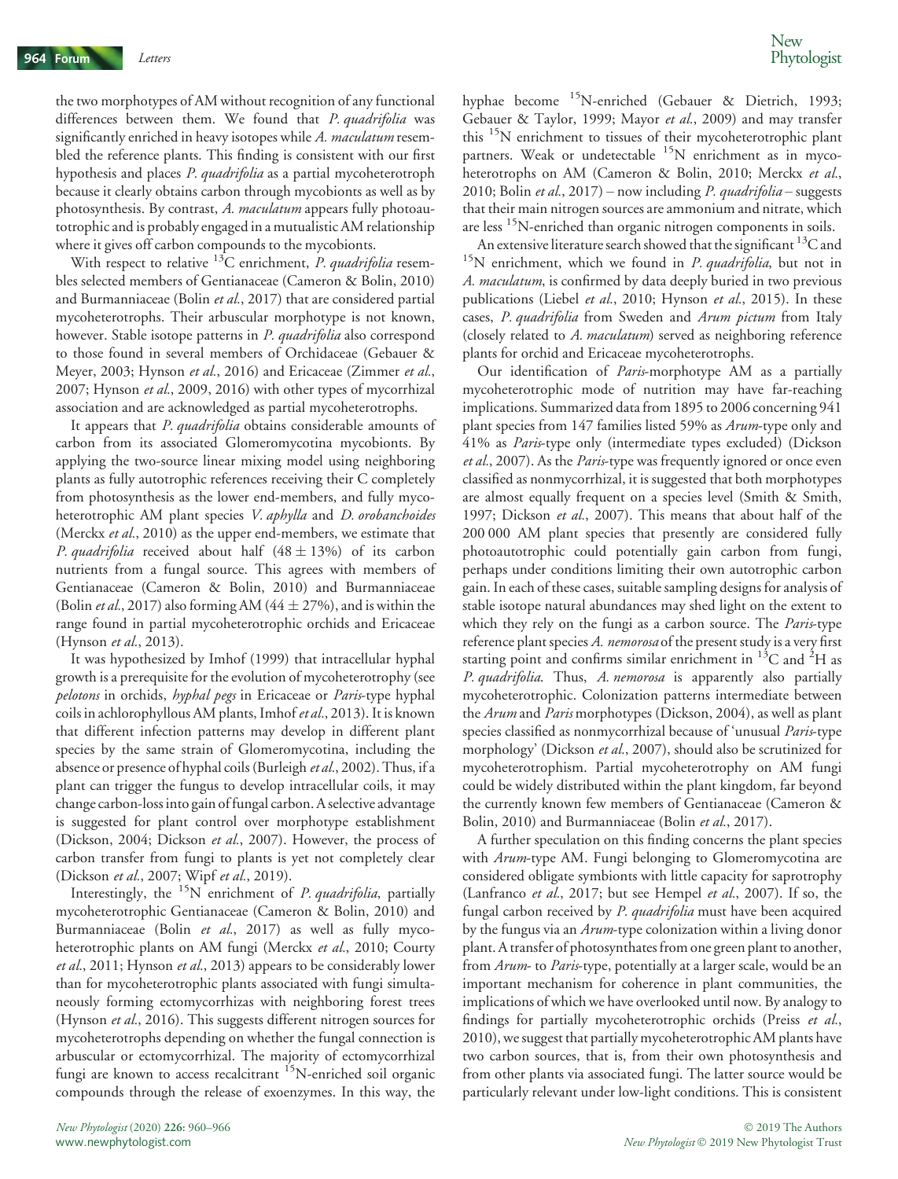the two morphotypes of AM without recognition of any functional differences between them. We found that *P. quadrifolia* was significantly enriched in heavy isotopes while *A. maculatum* resembled the reference plants. This finding is consistent with our first hypothesis and places *P. quadrifolia* as a partial mycoheterotroph because it clearly obtains carbon through mycobionts as well as by photosynthesis. By contrast, *A. maculatum* appears fully photoautotrophic and is probably engaged in a mutualistic AM relationship where it gives off carbon compounds to the mycobionts.

With respect to relative $^{13}$C enrichment, *P. quadrifolia* resembles selected members of Gentianaceae (Cameron & Bolin, 2010) and Burmanniaceae (Bolin *et al.*, 2017) that are considered partial mycoheterotrophs. Their arbuscular morphotype is not known, however. Stable isotope patterns in *P. quadrifolia* also correspond to those found in several members of Orchidaceae (Gebauer & Meyer, 2003; Hynson *et al.*, 2016) and Ericaceae (Zimmer *et al.*, 2007; Hynson *et al.*, 2009, 2016) with other types of mycorrhizal association and are acknowledged as partial mycoheterotrophs.

It appears that *P. quadrifolia* obtains considerable amounts of carbon from its associated Glomeromycotina mycobionts. By applying the two-source linear mixing model using neighboring plants as fully autotrophic references receiving their C completely from photosynthesis as the lower end-members, and fully mycoheterotrophic AM plant species *V. aphylla* and *D. orobanchoides* (Merckx *et al.*, 2010) as the upper end-members, we estimate that *P. quadrifolia* received about half ($48 \pm 13\%$) of its carbon nutrients from a fungal source. This agrees with members of Gentianaceae (Cameron & Bolin, 2010) and Burmanniaceae (Bolin *et al.*, 2017) also forming AM ($44 \pm 27\%$), and is within the range found in partial mycoheterotrophic orchids and Ericaceae (Hynson *et al.*, 2013).

It was hypothesized by Imhof (1999) that intracellular hyphal growth is a prerequisite for the evolution of mycoheterotrophy (see *pelotons* in orchids, *hyphal pegs* in Ericaceae or *Paris*-type hyphal coils in achlorophyllous AM plants, Imhof *et al.*, 2013). It is known that different infection patterns may develop in different plant species by the same strain of Glomeromycotina, including the absence or presence of hyphal coils (Burleigh *et al.*, 2002). Thus, if a plant can trigger the fungus to develop intracellular coils, it may change carbon-loss into gain of fungal carbon. A selective advantage is suggested for plant control over morphotype establishment (Dickson, 2004; Dickson *et al.*, 2007). However, the process of carbon transfer from fungi to plants is yet not completely clear (Dickson *et al.*, 2007; Wipf *et al.*, 2019).

Interestingly, the $^{15}$N enrichment of *P. quadrifolia*, partially mycoheterotrophic Gentianaceae (Cameron & Bolin, 2010) and Burmanniaceae (Bolin *et al.*, 2017) as well as fully mycoheterotrophic plants on AM fungi (Merckx *et al.*, 2010; Courty *et al.*, 2011; Hynson *et al.*, 2013) appears to be considerably lower than for mycoheterotrophic plants associated with fungi simultaneously forming ectomycorrhizas with neighboring forest trees (Hynson *et al.*, 2016). This suggests different nitrogen sources for mycoheterotrophs depending on whether the fungal connection is arbuscular or ectomycorrhizal. The majority of ectomycorrhizal fungi are known to access recalcitrant $^{15}$N-enriched soil organic compounds through the release of exoenzymes. In this way, the hyphae become $^{15}$N-enriched (Gebauer & Dietrich, 1993; Gebauer & Taylor, 1999; Mayor *et al.*, 2009) and may transfer this $^{15}$N enrichment to tissues of their mycoheterotrophic plant partners. Weak or undetectable $^{15}$N enrichment as in mycoheterotrophs on AM (Cameron & Bolin, 2010; Merckx *et al.*, 2010; Bolin *et al.*, 2017) – now including *P. quadrifolia* – suggests that their main nitrogen sources are ammonium and nitrate, which are less $^{15}$N-enriched than organic nitrogen components in soils.

An extensive literature search showed that the significant $^{13}$C and $^{15}$N enrichment, which we found in *P. quadrifolia*, but not in *A. maculatum*, is confirmed by data deeply buried in two previous publications (Liebel *et al.*, 2010; Hynson *et al.*, 2015). In these cases, *P. quadrifolia* from Sweden and *Arum pictum* from Italy (closely related to *A. maculatum*) served as neighboring reference plants for orchid and Ericaceae mycoheterotrophs.

Our identification of *Paris*-morphotype AM as a partially mycoheterotrophic mode of nutrition may have far-reaching implications. Summarized data from 1895 to 2006 concerning 941 plant species from 147 families listed 59% as *Arum*-type only and 41% as *Paris*-type only (intermediate types excluded) (Dickson *et al.*, 2007). As the *Paris*-type was frequently ignored or once even classified as nonmycorrhizal, it is suggested that both morphotypes are almost equally frequent on a species level (Smith & Smith, 1997; Dickson *et al.*, 2007). This means that about half of the 200 000 AM plant species that presently are considered fully photoautotrophic could potentially gain carbon from fungi, perhaps under conditions limiting their own autotrophic carbon gain. In each of these cases, suitable sampling designs for analysis of stable isotope natural abundances may shed light on the extent to which they rely on the fungi as a carbon source. The *Paris*-type reference plant species *A. nemorosa* of the present study is a very first starting point and confirms similar enrichment in $^{13}$C and $^{2}$H as *P. quadrifolia*. Thus, *A. nemorosa* is apparently also partially mycoheterotrophic. Colonization patterns intermediate between the *Arum* and *Paris* morphotypes (Dickson, 2004), as well as plant species classified as nonmycorrhizal because of 'unusual *Paris*-type morphology' (Dickson *et al.*, 2007), should also be scrutinized for mycoheterotrophism. Partial mycoheterotrophy on AM fungi could be widely distributed within the plant kingdom, far beyond the currently known few members of Gentianaceae (Cameron & Bolin, 2010) and Burmanniaceae (Bolin *et al.*, 2017).

A further speculation on this finding concerns the plant species with *Arum*-type AM. Fungi belonging to Glomeromycotina are considered obligate symbionts with little capacity for saprotrophy (Lanfranco *et al.*, 2017; but see Hempel *et al.*, 2007). If so, the fungal carbon received by *P. quadrifolia* must have been acquired by the fungus via an *Arum*-type colonization within a living donor plant. A transfer of photosynthates from one green plant to another, from *Arum*- to *Paris*-type, potentially at a larger scale, would be an important mechanism for coherence in plant communities, the implications of which we have overlooked until now. By analogy to findings for partially mycoheterotrophic orchids (Preiss *et al.*, 2010), we suggest that partially mycoheterotrophic AM plants have two carbon sources, that is, from their own photosynthesis and from other plants via associated fungi. The latter source would be particularly relevant under low-light conditions. This is consistent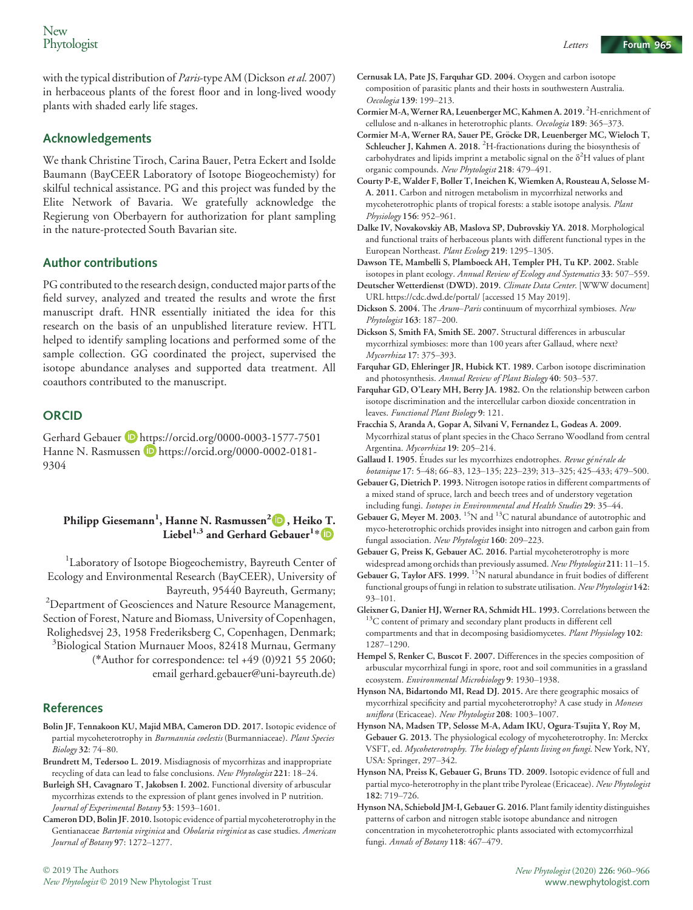with the typical distribution of *Paris*-type AM (Dickson *et al.* 2007) in herbaceous plants of the forest floor and in long-lived woody plants with shaded early life stages.

## Acknowledgements

We thank Christine Tiroch, Carina Bauer, Petra Eckert and Isolde Baumann (BayCEER Laboratory of Isotope Biogeochemistry) for skilful technical assistance. PG and this project was funded by the Elite Network of Bavaria. We gratefully acknowledge the Regierung von Oberbayern for authorization for plant sampling in the nature-protected South Bavarian site.

## Author contributions

PG contributed to the research design, conducted major parts of the field survey, analyzed and treated the results and wrote the first manuscript draft. HNR essentially initiated the idea for this research on the basis of an unpublished literature review. HTL helped to identify sampling locations and performed some of the sample collection. GG coordinated the project, supervised the isotope abundance analyses and supported data treatment. All coauthors contributed to the manuscript.

## ORCID

Gerhard Gebauer https://orcid.org/0000-0003-1577-7501
Hanne N. Rasmussen https://orcid.org/0000-0002-0181-9304

**Philipp Giesemann[1], Hanne N. Rasmussen[2], Heiko T. Liebel[1,3] and Gerhard Gebauer[1]***

[1]Laboratory of Isotope Biogeochemistry, Bayreuth Center of Ecology and Environmental Research (BayCEER), University of Bayreuth, 95440 Bayreuth, Germany;
[2]Department of Geosciences and Nature Resource Management, Section of Forest, Nature and Biomass, University of Copenhagen, Rolighedsvej 23, 1958 Frederiksberg C, Copenhagen, Denmark;
[3]Biological Station Murnauer Moos, 82418 Murnau, Germany
(*Author for correspondence: tel +49 (0)921 55 2060; email gerhard.gebauer@uni-bayreuth.de)

## References

**Bolin JF, Tennakoon KU, Majid MBA, Cameron DD. 2017.** Isotopic evidence of partial mycoheterotrophy in *Burmannia coelestis* (Burmanniaceae). *Plant Species Biology* **32**: 74–80.

**Brundrett M, Tedersoo L. 2019.** Misdiagnosis of mycorrhizas and inappropriate recycling of data can lead to false conclusions. *New Phytologist* **221**: 18–24.

**Burleigh SH, Cavagnaro T, Jakobsen I. 2002.** Functional diversity of arbuscular mycorrhizas extends to the expression of plant genes involved in P nutrition. *Journal of Experimental Botany* **53**: 1593–1601.

**Cameron DD, Bolin JF. 2010.** Isotopic evidence of partial mycoheterotrophy in the Gentianaceae *Bartonia virginica* and *Obolaria virginica* as case studies. *American Journal of Botany* **97**: 1272–1277.

**Cernusak LA, Pate JS, Farquhar GD. 2004.** Oxygen and carbon isotope composition of parasitic plants and their hosts in southwestern Australia. *Oecologia* **139**: 199–213.

**Cormier M-A, Werner RA, Leuenberger MC, Kahmen A. 2019.** $^{2}$H-enrichment of cellulose and n-alkanes in heterotrophic plants. *Oecologia* **189**: 365–373.

**Cormier M-A, Werner RA, Sauer PE, Gröcke DR, Leuenberger MC, Wieloch T, Schleucher J, Kahmen A. 2018.** $^{2}$H-fractionations during the biosynthesis of carbohydrates and lipids imprint a metabolic signal on the $\delta^{2}$H values of plant organic compounds. *New Phytologist* **218**: 479–491.

**Courty P-E, Walder F, Boller T, Ineichen K, Wiemken A, Rousteau A, Selosse M-A. 2011.** Carbon and nitrogen metabolism in mycorrhizal networks and mycoheterotrophic plants of tropical forests: a stable isotope analysis. *Plant Physiology* **156**: 952–961.

**Dalke IV, Novakovskiy AB, Maslova SP, Dubrovskiy YA. 2018.** Morphological and functional traits of herbaceous plants with different functional types in the European Northeast. *Plant Ecology* **219**: 1295–1305.

**Dawson TE, Mambelli S, Plamboeck AH, Templer PH, Tu KP. 2002.** Stable isotopes in plant ecology. *Annual Review of Ecology and Systematics* **33**: 507–559.

**Deutscher Wetterdienst (DWD). 2019.** *Climate Data Center.* [WWW document] URL https://cdc.dwd.de/portal/ [accessed 15 May 2019].

**Dickson S. 2004.** The *Arum–Paris* continuum of mycorrhizal symbioses. *New Phytologist* **163**: 187–200.

**Dickson S, Smith FA, Smith SE. 2007.** Structural differences in arbuscular mycorrhizal symbioses: more than 100 years after Gallaud, where next? *Mycorrhiza* **17**: 375–393.

**Farquhar GD, Ehleringer JR, Hubick KT. 1989.** Carbon isotope discrimination and photosynthesis. *Annual Review of Plant Biology* **40**: 503–537.

**Farquhar GD, O'Leary MH, Berry JA. 1982.** On the relationship between carbon isotope discrimination and the intercellular carbon dioxide concentration in leaves. *Functional Plant Biology* **9**: 121.

**Fracchia S, Aranda A, Gopar A, Silvani V, Fernandez L, Godeas A. 2009.** Mycorrhizal status of plant species in the Chaco Serrano Woodland from central Argentina. *Mycorrhiza* **19**: 205–214.

**Gallaud I. 1905.** Études sur les mycorrhizes endotrophes. *Revue générale de botanique* **17**: 5–48; 66–83, 123–135; 223–239; 313–325; 425–433; 479–500.

**Gebauer G, Dietrich P. 1993.** Nitrogen isotope ratios in different compartments of a mixed stand of spruce, larch and beech trees and of understory vegetation including fungi. *Isotopes in Environmental and Health Studies* **29**: 35–44.

**Gebauer G, Meyer M. 2003.** $^{15}$N and $^{13}$C natural abundance of autotrophic and myco-heterotrophic orchids provides insight into nitrogen and carbon gain from fungal association. *New Phytologist* **160**: 209–223.

**Gebauer G, Preiss K, Gebauer AC. 2016.** Partial mycoheterotrophy is more widespread among orchids than previously assumed. *New Phytologist* **211**: 11–15.

**Gebauer G, Taylor AFS. 1999.** $^{15}$N natural abundance in fruit bodies of different functional groups of fungi in relation to substrate utilisation. *New Phytologist* **142**: 93–101.

**Gleixner G, Danier HJ, Werner RA, Schmidt HL. 1993.** Correlations between the $^{13}$C content of primary and secondary plant products in different cell compartments and that in decomposing basidiomycetes. *Plant Physiology* **102**: 1287–1290.

**Hempel S, Renker C, Buscot F. 2007.** Differences in the species composition of arbuscular mycorrhizal fungi in spore, root and soil communities in a grassland ecosystem. *Environmental Microbiology* **9**: 1930–1938.

**Hynson NA, Bidartondo MI, Read DJ. 2015.** Are there geographic mosaics of mycorrhizal specificity and partial mycoheterotrophy? A case study in *Moneses uniflora* (Ericaceae). *New Phytologist* **208**: 1003–1007.

**Hynson NA, Madsen TP, Selosse M-A, Adam IKU, Ogura-Tsujita Y, Roy M, Gebauer G. 2013.** The physiological ecology of mycoheterotrophy. In: Merckx VSFT, ed. *Mycoheterotrophy. The biology of plants living on fungi*. New York, NY, USA: Springer, 297–342.

**Hynson NA, Preiss K, Gebauer G, Bruns TD. 2009.** Isotopic evidence of full and partial myco-heterotrophy in the plant tribe Pyroleae (Ericaceae). *New Phytologist* **182**: 719–726.

**Hynson NA, Schiebold JM-I, Gebauer G. 2016.** Plant family identity distinguishes patterns of carbon and nitrogen stable isotope abundance and nitrogen concentration in mycoheterotrophic plants associated with ectomycorrhizal fungi. *Annals of Botany* **118**: 467–479.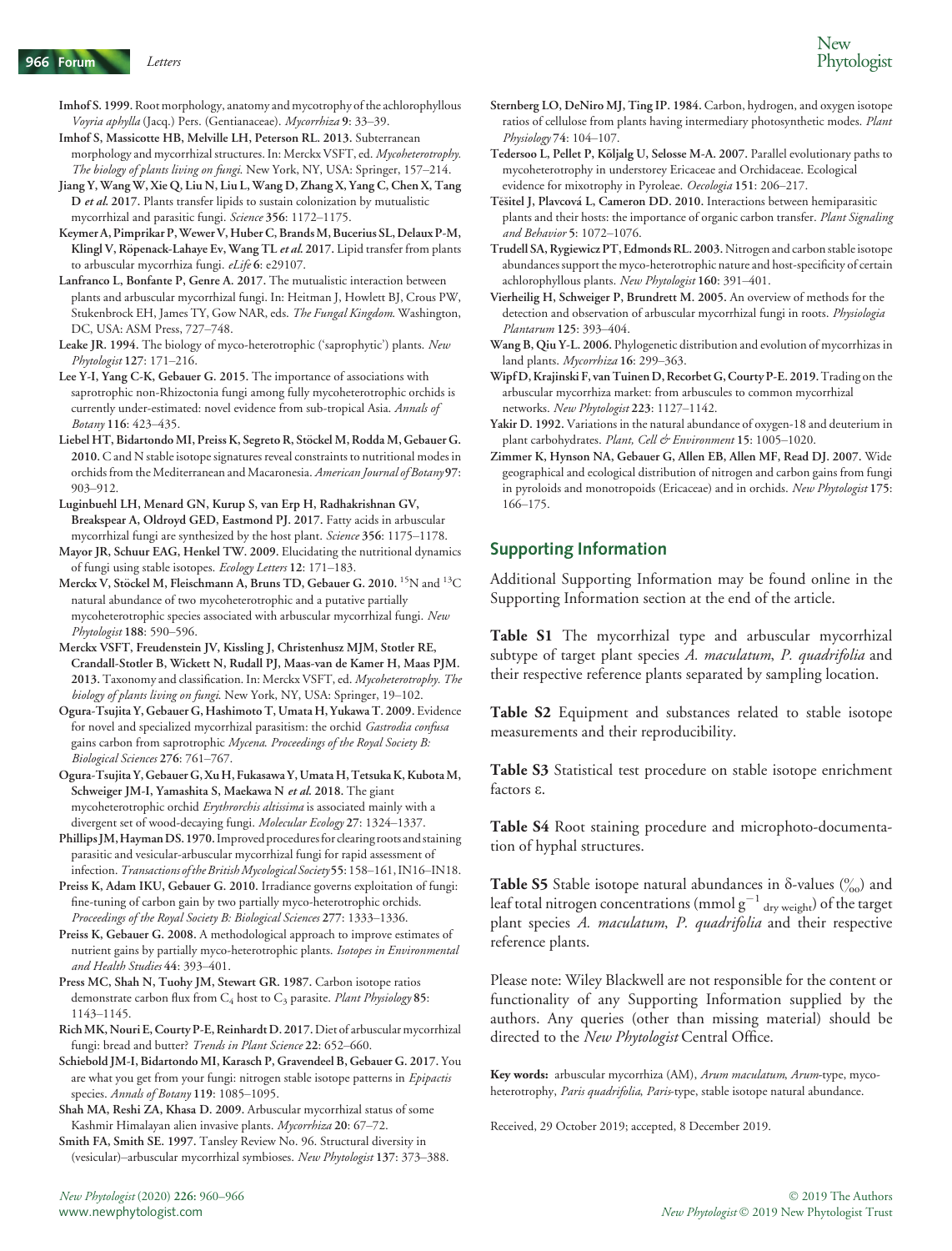**Imhof S. 1999.** Root morphology, anatomy and mycotrophy of the achlorophyllous *Voyria aphylla* (Jacq.) Pers. (Gentianaceae). *Mycorrhiza* **9**: 33–39.

**Imhof S, Massicotte HB, Melville LH, Peterson RL. 2013.** Subterranean morphology and mycorrhizal structures. In: Merckx VSFT, ed. *Mycoheterotrophy. The biology of plants living on fungi.* New York, NY, USA: Springer, 157–214.

**Jiang Y, Wang W, Xie Q, Liu N, Liu L, Wang D, Zhang X, Yang C, Chen X, Tang D *et al.* 2017.** Plants transfer lipids to sustain colonization by mutualistic mycorrhizal and parasitic fungi. *Science* **356**: 1172–1175.

**Keymer A, Pimprikar P, Wewer V, Huber C, Brands M, Bucerius SL, Delaux P-M, Klingl V, Röpenack-Lahaye Ev, Wang TL *et al.* 2017.** Lipid transfer from plants to arbuscular mycorrhiza fungi. *eLife* **6**: e29107.

**Lanfranco L, Bonfante P, Genre A. 2017.** The mutualistic interaction between plants and arbuscular mycorrhizal fungi. In: Heitman J, Howlett BJ, Crous PW, Stukenbrock EH, James TY, Gow NAR, eds. *The Fungal Kingdom.* Washington, DC, USA: ASM Press, 727–748.

**Leake JR. 1994.** The biology of myco-heterotrophic ('saprophytic') plants. *New Phytologist* **127**: 171–216.

**Lee Y-I, Yang C-K, Gebauer G. 2015.** The importance of associations with saprotrophic non-Rhizoctonia fungi among fully mycoheterotrophic orchids is currently under-estimated: novel evidence from sub-tropical Asia. *Annals of Botany* **116**: 423–435.

**Liebel HT, Bidartondo MI, Preiss K, Segreto R, Stöckel M, Rodda M, Gebauer G. 2010.** C and N stable isotope signatures reveal constraints to nutritional modes in orchids from the Mediterranean and Macaronesia. *American Journal of Botany* **97**: 903–912.

**Luginbuehl LH, Menard GN, Kurup S, van Erp H, Radhakrishnan GV, Breakspear A, Oldroyd GED, Eastmond PJ. 2017.** Fatty acids in arbuscular mycorrhizal fungi are synthesized by the host plant. *Science* **356**: 1175–1178.

**Mayor JR, Schuur EAG, Henkel TW. 2009.** Elucidating the nutritional dynamics of fungi using stable isotopes. *Ecology Letters* **12**: 171–183.

**Merckx V, Stöckel M, Fleischmann A, Bruns TD, Gebauer G. 2010.** $^{15}N$ and $^{13}C$ natural abundance of two mycoheterotrophic and a putative partially mycoheterotrophic species associated with arbuscular mycorrhizal fungi. *New Phytologist* **188**: 590–596.

**Merckx VSFT, Freudenstein JV, Kissling J, Christenhusz MJM, Stotler RE, Crandall-Stotler B, Wickett N, Rudall PJ, Maas-van de Kamer H, Maas PJM. 2013.** Taxonomy and classification. In: Merckx VSFT, ed. *Mycoheterotrophy. The biology of plants living on fungi.* New York, NY, USA: Springer, 19–102.

**Ogura-Tsujita Y, Gebauer G, Hashimoto T, Umata H, Yukawa T. 2009.** Evidence for novel and specialized mycorrhizal parasitism: the orchid *Gastrodia confusa* gains carbon from saprotrophic *Mycena*. *Proceedings of the Royal Society B: Biological Sciences* **276**: 761–767.

**Ogura-Tsujita Y, Gebauer G, Xu H, Fukasawa Y, Umata H, Tetsuka K, Kubota M, Schweiger JM-I, Yamashita S, Maekawa N *et al.* 2018.** The giant mycoheterotrophic orchid *Erythrorchis altissima* is associated mainly with a divergent set of wood-decaying fungi. *Molecular Ecology* **27**: 1324–1337.

**Phillips JM, Hayman DS. 1970.** Improved procedures for clearing roots and staining parasitic and vesicular-arbuscular mycorrhizal fungi for rapid assessment of infection. *Transactions of the British Mycological Society* **55**: 158–161, IN16–IN18.

**Preiss K, Adam IKU, Gebauer G. 2010.** Irradiance governs exploitation of fungi: fine-tuning of carbon gain by two partially myco-heterotrophic orchids. *Proceedings of the Royal Society B: Biological Sciences* **277**: 1333–1336.

**Preiss K, Gebauer G. 2008.** A methodological approach to improve estimates of nutrient gains by partially myco-heterotrophic plants. *Isotopes in Environmental and Health Studies* **44**: 393–401.

**Press MC, Shah N, Tuohy JM, Stewart GR. 1987.** Carbon isotope ratios demonstrate carbon flux from $C_4$ host to $C_3$ parasite. *Plant Physiology* **85**: 1143–1145.

**Rich MK, Nouri E, Courty P-E, Reinhardt D. 2017.** Diet of arbuscular mycorrhizal fungi: bread and butter? *Trends in Plant Science* **22**: 652–660.

**Schiebold JM-I, Bidartondo MI, Karasch P, Gravendeel B, Gebauer G. 2017.** You are what you get from your fungi: nitrogen stable isotope patterns in *Epipactis* species. *Annals of Botany* **119**: 1085–1095.

**Shah MA, Reshi ZA, Khasa D. 2009.** Arbuscular mycorrhizal status of some Kashmir Himalayan alien invasive plants. *Mycorrhiza* **20**: 67–72.

**Smith FA, Smith SE. 1997.** Tansley Review No. 96. Structural diversity in (vesicular)–arbuscular mycorrhizal symbioses. *New Phytologist* **137**: 373–388.

**Sternberg LO, DeNiro MJ, Ting IP. 1984.** Carbon, hydrogen, and oxygen isotope ratios of cellulose from plants having intermediary photosynthetic modes. *Plant Physiology* **74**: 104–107.

**Tedersoo L, Pellet P, Kõljalg U, Selosse M-A. 2007.** Parallel evolutionary paths to mycoheterotrophy in understorey Ericaceae and Orchidaceae. Ecological evidence for mixotrophy in Pyroleae. *Oecologia* **151**: 206–217.

**Těšitel J, Plavcová L, Cameron DD. 2010.** Interactions between hemiparasitic plants and their hosts: the importance of organic carbon transfer. *Plant Signaling and Behavior* **5**: 1072–1076.

**Trudell SA, Rygiewicz PT, Edmonds RL. 2003.** Nitrogen and carbon stable isotope abundances support the myco-heterotrophic nature and host-specificity of certain achlorophyllous plants. *New Phytologist* **160**: 391–401.

**Vierheilig H, Schweiger P, Brundrett M. 2005.** An overview of methods for the detection and observation of arbuscular mycorrhizal fungi in roots. *Physiologia Plantarum* **125**: 393–404.

**Wang B, Qiu Y-L. 2006.** Phylogenetic distribution and evolution of mycorrhizas in land plants. *Mycorrhiza* **16**: 299–363.

**Wipf D, Krajinski F, van Tuinen D, Recorbet G, Courty P-E. 2019.** Trading on the arbuscular mycorrhiza market: from arbuscules to common mycorrhizal networks. *New Phytologist* **223**: 1127–1142.

**Yakir D. 1992.** Variations in the natural abundance of oxygen-18 and deuterium in plant carbohydrates. *Plant, Cell & Environment* **15**: 1005–1020.

**Zimmer K, Hynson NA, Gebauer G, Allen EB, Allen MF, Read DJ. 2007.** Wide geographical and ecological distribution of nitrogen and carbon gains from fungi in pyroloids and monotropoids (Ericaceae) and in orchids. *New Phytologist* **175**: 166–175.

## Supporting Information

Additional Supporting Information may be found online in the Supporting Information section at the end of the article.

**Table S1** The mycorrhizal type and arbuscular mycorrhizal subtype of target plant species *A. maculatum*, *P. quadrifolia* and their respective reference plants separated by sampling location.

**Table S2** Equipment and substances related to stable isotope measurements and their reproducibility.

**Table S3** Statistical test procedure on stable isotope enrichment factors ε.

**Table S4** Root staining procedure and microphoto-documentation of hyphal structures.

**Table S5** Stable isotope natural abundances in δ-values (‰) and leaf total nitrogen concentrations (mmol $g^{-1}$ $_{dry\ weight}$) of the target plant species *A. maculatum*, *P. quadrifolia* and their respective reference plants.

Please note: Wiley Blackwell are not responsible for the content or functionality of any Supporting Information supplied by the authors. Any queries (other than missing material) should be directed to the *New Phytologist* Central Office.

**Key words:** arbuscular mycorrhiza (AM), *Arum maculatum*, *Arum*-type, mycoheterotrophy, *Paris quadrifolia*, *Paris*-type, stable isotope natural abundance.

Received, 29 October 2019; accepted, 8 December 2019.